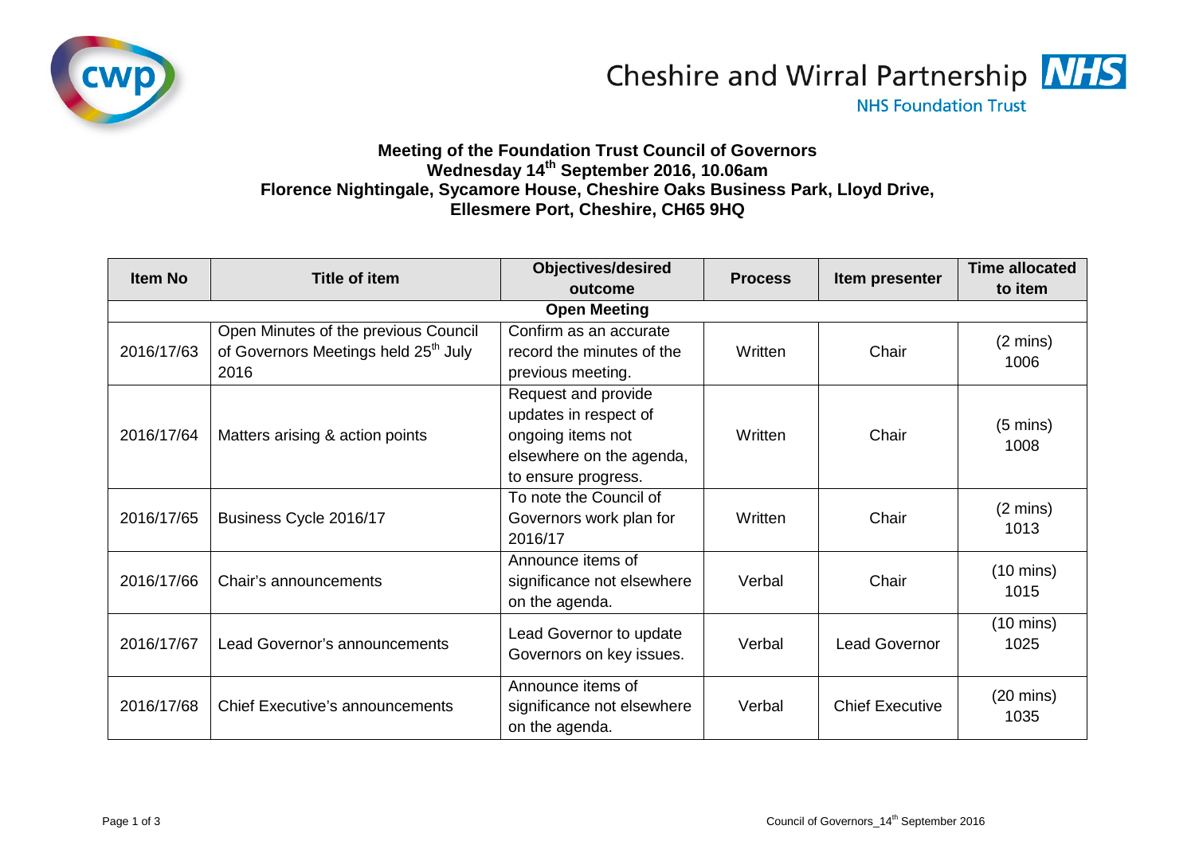Cheshire and Wirral Partnership NHS

NHS Foundation Trust

**Meeting of the Foundation Trust Council of Governors**
**Wednesday 14th September 2016, 10.06am**
**Florence Nightingale, Sycamore House, Cheshire Oaks Business Park, Lloyd Drive, Ellesmere Port, Cheshire, CH65 9HQ**

| Item No | Title of item | Objectives/desired outcome | Process | Item presenter | Time allocated to item |
|---|---|---|---|---|---|
| **Open Meeting** | | | | | |
| 2016/17/63 | Open Minutes of the previous Council of Governors Meetings held 25th July 2016 | Confirm as an accurate record the minutes of the previous meeting. | Written | Chair | (2 mins) 1006 |
| 2016/17/64 | Matters arising & action points | Request and provide updates in respect of ongoing items not elsewhere on the agenda, to ensure progress. | Written | Chair | (5 mins) 1008 |
| 2016/17/65 | Business Cycle 2016/17 | To note the Council of Governors work plan for 2016/17 | Written | Chair | (2 mins) 1013 |
| 2016/17/66 | Chair's announcements | Announce items of significance not elsewhere on the agenda. | Verbal | Chair | (10 mins) 1015 |
| 2016/17/67 | Lead Governor's announcements | Lead Governor to update Governors on key issues. | Verbal | Lead Governor | (10 mins) 1025 |
| 2016/17/68 | Chief Executive's announcements | Announce items of significance not elsewhere on the agenda. | Verbal | Chief Executive | (20 mins) 1035 |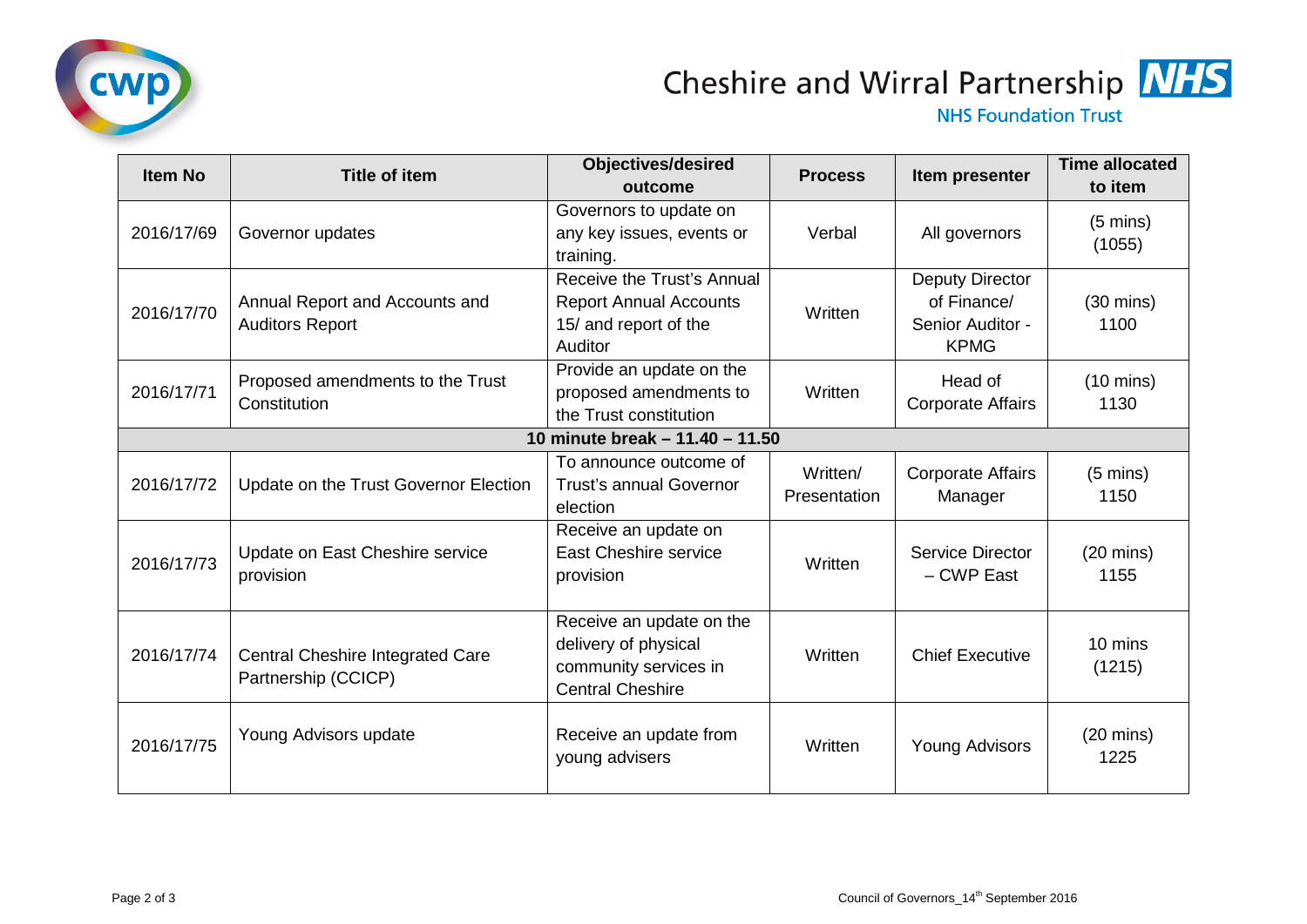| Item No | Title of item | Objectives/desired outcome | Process | Item presenter | Time allocated to item |
|---|---|---|---|---|---|
| 2016/17/69 | Governor updates | Governors to update on any key issues, events or training. | Verbal | All governors | (5 mins) (1055) |
| 2016/17/70 | Annual Report and Accounts and Auditors Report | Receive the Trust's Annual Report Annual Accounts 15/ and report of the Auditor | Written | Deputy Director of Finance/ Senior Auditor - KPMG | (30 mins) 1100 |
| 2016/17/71 | Proposed amendments to the Trust Constitution | Provide an update on the proposed amendments to the Trust constitution | Written | Head of Corporate Affairs | (10 mins) 1130 |
| **10 minute break – 11.40 – 11.50** | | | | | |
| 2016/17/72 | Update on the Trust Governor Election | To announce outcome of Trust's annual Governor election | Written/ Presentation | Corporate Affairs Manager | (5 mins) 1150 |
| 2016/17/73 | Update on East Cheshire service provision | Receive an update on East Cheshire service provision | Written | Service Director – CWP East | (20 mins) 1155 |
| 2016/17/74 | Central Cheshire Integrated Care Partnership (CCICP) | Receive an update on the delivery of physical community services in Central Cheshire | Written | Chief Executive | 10 mins (1215) |
| 2016/17/75 | Young Advisors update | Receive an update from young advisers | Written | Young Advisors | (20 mins) 1225 |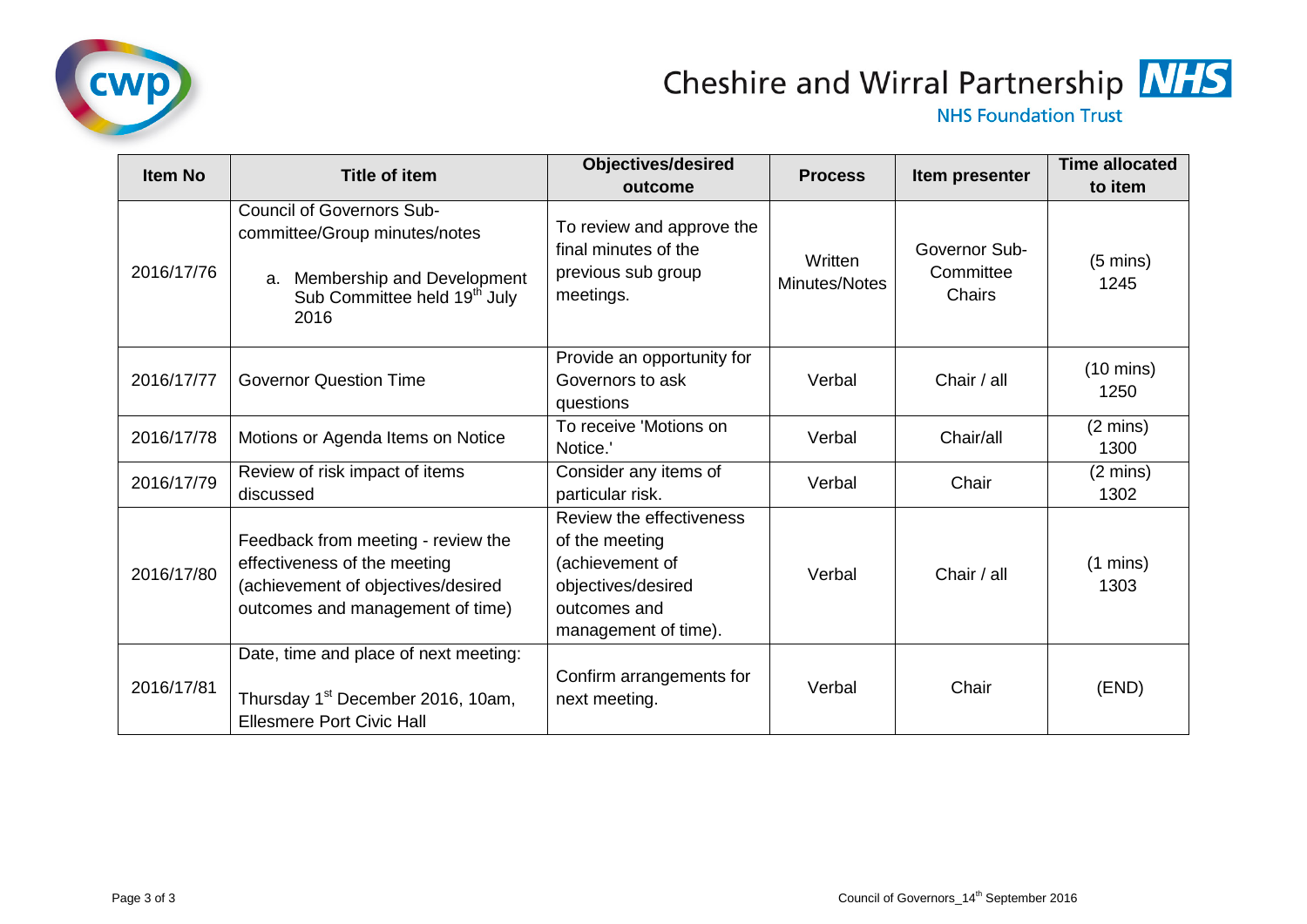| Item No | Title of item | Objectives/desired outcome | Process | Item presenter | Time allocated to item |
|---|---|---|---|---|---|
| 2016/17/76 | Council of Governors Sub-committee/Group minutes/notes<br><br>a. Membership and Development Sub Committee held 19th July 2016 | To review and approve the final minutes of the previous sub group meetings. | Written Minutes/Notes | Governor Sub-Committee Chairs | (5 mins) 1245 |
| 2016/17/77 | Governor Question Time | Provide an opportunity for Governors to ask questions | Verbal | Chair / all | (10 mins) 1250 |
| 2016/17/78 | Motions or Agenda Items on Notice | To receive 'Motions on Notice.' | Verbal | Chair/all | (2 mins) 1300 |
| 2016/17/79 | Review of risk impact of items discussed | Consider any items of particular risk. | Verbal | Chair | (2 mins) 1302 |
| 2016/17/80 | Feedback from meeting - review the effectiveness of the meeting (achievement of objectives/desired outcomes and management of time) | Review the effectiveness of the meeting (achievement of objectives/desired outcomes and management of time). | Verbal | Chair / all | (1 mins) 1303 |
| 2016/17/81 | Date, time and place of next meeting:<br><br>Thursday 1st December 2016, 10am, Ellesmere Port Civic Hall | Confirm arrangements for next meeting. | Verbal | Chair | (END) |